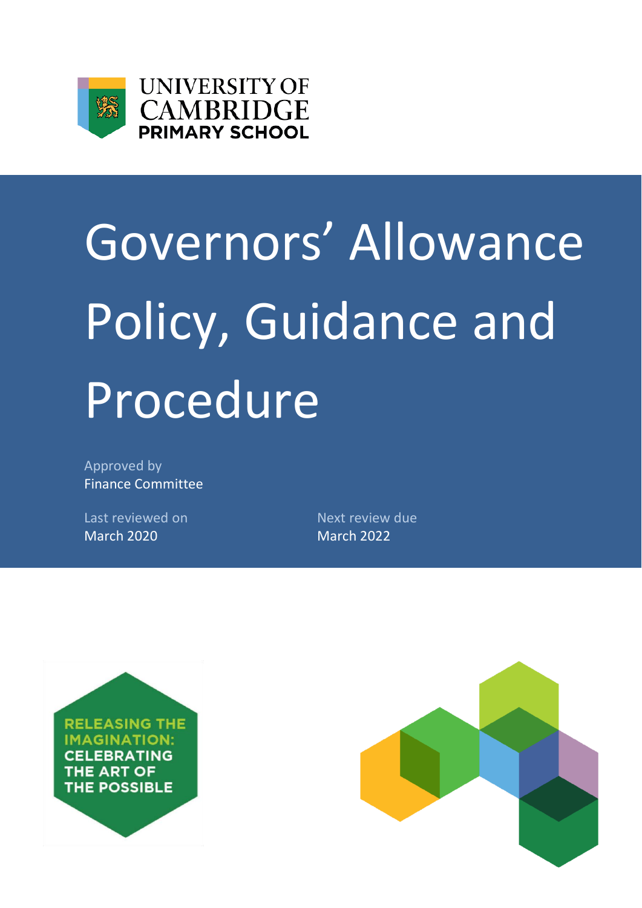UNIVERSITY OF CAMBRIDGE
PRIMARY SCHOOL

# Governors' Allowance Policy, Guidance and Procedure

Approved by
Finance Committee

Last reviewed on
March 2020

Next review due
March 2022

RELEASING THE IMAGINATION: CELEBRATING THE ART OF THE POSSIBLE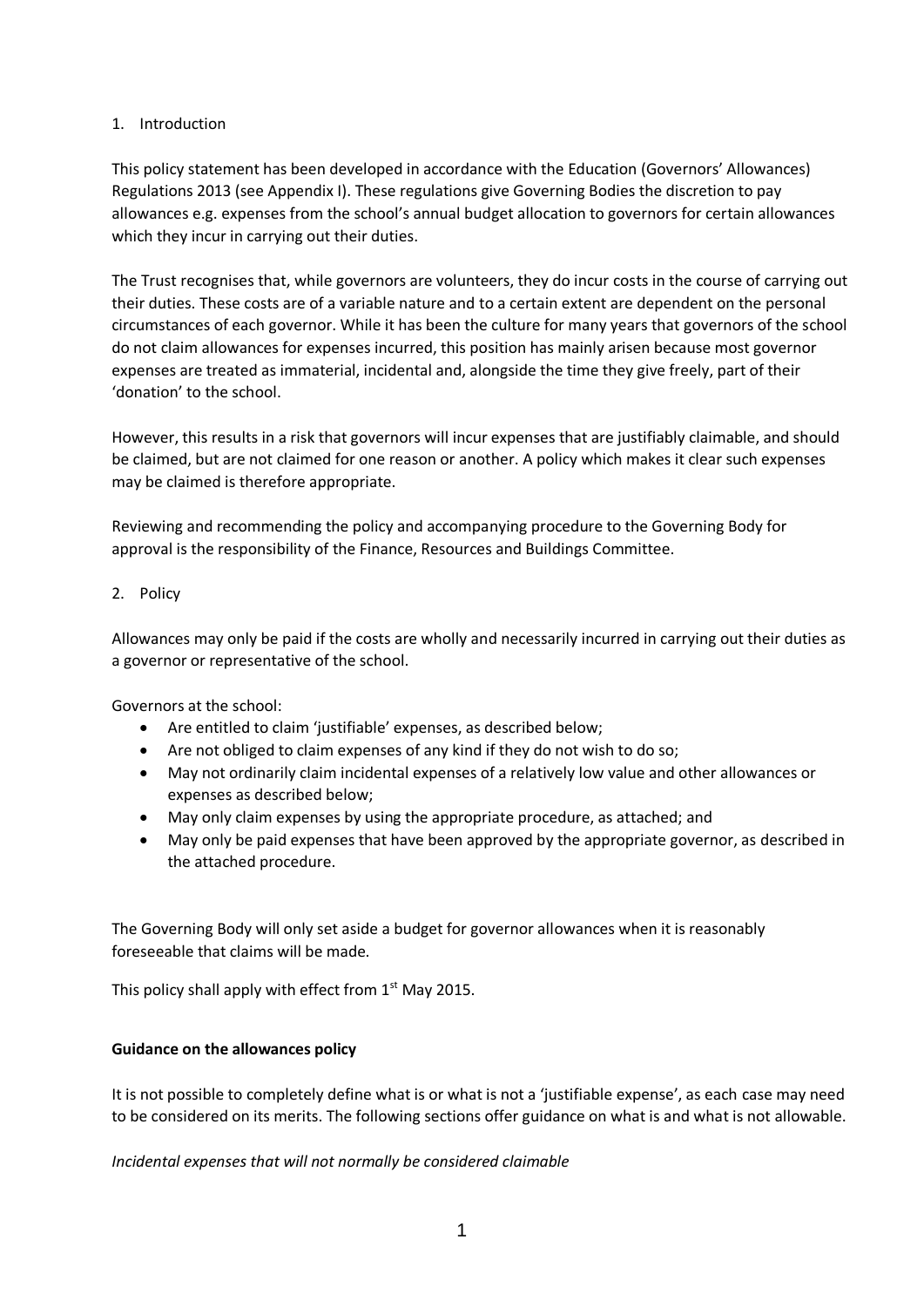1. Introduction

This policy statement has been developed in accordance with the Education (Governors' Allowances) Regulations 2013 (see Appendix I). These regulations give Governing Bodies the discretion to pay allowances e.g. expenses from the school's annual budget allocation to governors for certain allowances which they incur in carrying out their duties.

The Trust recognises that, while governors are volunteers, they do incur costs in the course of carrying out their duties. These costs are of a variable nature and to a certain extent are dependent on the personal circumstances of each governor. While it has been the culture for many years that governors of the school do not claim allowances for expenses incurred, this position has mainly arisen because most governor expenses are treated as immaterial, incidental and, alongside the time they give freely, part of their 'donation' to the school.

However, this results in a risk that governors will incur expenses that are justifiably claimable, and should be claimed, but are not claimed for one reason or another. A policy which makes it clear such expenses may be claimed is therefore appropriate.

Reviewing and recommending the policy and accompanying procedure to the Governing Body for approval is the responsibility of the Finance, Resources and Buildings Committee.

2. Policy

Allowances may only be paid if the costs are wholly and necessarily incurred in carrying out their duties as a governor or representative of the school.

Governors at the school:

- Are entitled to claim 'justifiable' expenses, as described below;
- Are not obliged to claim expenses of any kind if they do not wish to do so;
- May not ordinarily claim incidental expenses of a relatively low value and other allowances or expenses as described below;
- May only claim expenses by using the appropriate procedure, as attached; and
- May only be paid expenses that have been approved by the appropriate governor, as described in the attached procedure.

The Governing Body will only set aside a budget for governor allowances when it is reasonably foreseeable that claims will be made.

This policy shall apply with effect from 1st May 2015.

**Guidance on the allowances policy**

It is not possible to completely define what is or what is not a 'justifiable expense', as each case may need to be considered on its merits. The following sections offer guidance on what is and what is not allowable.

*Incidental expenses that will not normally be considered claimable*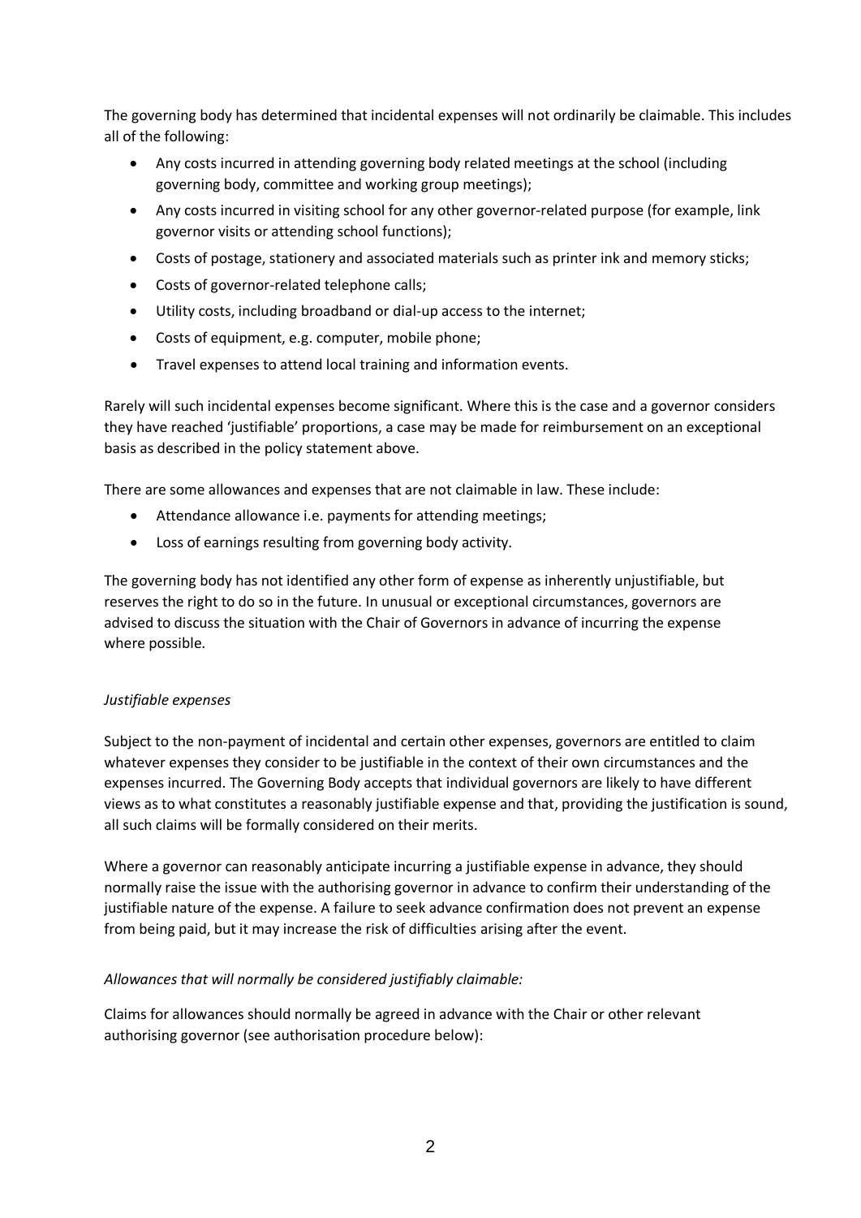The governing body has determined that incidental expenses will not ordinarily be claimable. This includes all of the following:

- Any costs incurred in attending governing body related meetings at the school (including governing body, committee and working group meetings);
- Any costs incurred in visiting school for any other governor-related purpose (for example, link governor visits or attending school functions);
- Costs of postage, stationery and associated materials such as printer ink and memory sticks;
- Costs of governor-related telephone calls;
- Utility costs, including broadband or dial-up access to the internet;
- Costs of equipment, e.g. computer, mobile phone;
- Travel expenses to attend local training and information events.

Rarely will such incidental expenses become significant. Where this is the case and a governor considers they have reached 'justifiable' proportions, a case may be made for reimbursement on an exceptional basis as described in the policy statement above.

There are some allowances and expenses that are not claimable in law. These include:

- Attendance allowance i.e. payments for attending meetings;
- Loss of earnings resulting from governing body activity.

The governing body has not identified any other form of expense as inherently unjustifiable, but reserves the right to do so in the future. In unusual or exceptional circumstances, governors are advised to discuss the situation with the Chair of Governors in advance of incurring the expense where possible.

*Justifiable expenses*

Subject to the non-payment of incidental and certain other expenses, governors are entitled to claim whatever expenses they consider to be justifiable in the context of their own circumstances and the expenses incurred. The Governing Body accepts that individual governors are likely to have different views as to what constitutes a reasonably justifiable expense and that, providing the justification is sound, all such claims will be formally considered on their merits.

Where a governor can reasonably anticipate incurring a justifiable expense in advance, they should normally raise the issue with the authorising governor in advance to confirm their understanding of the justifiable nature of the expense. A failure to seek advance confirmation does not prevent an expense from being paid, but it may increase the risk of difficulties arising after the event.

*Allowances that will normally be considered justifiably claimable:*

Claims for allowances should normally be agreed in advance with the Chair or other relevant authorising governor (see authorisation procedure below):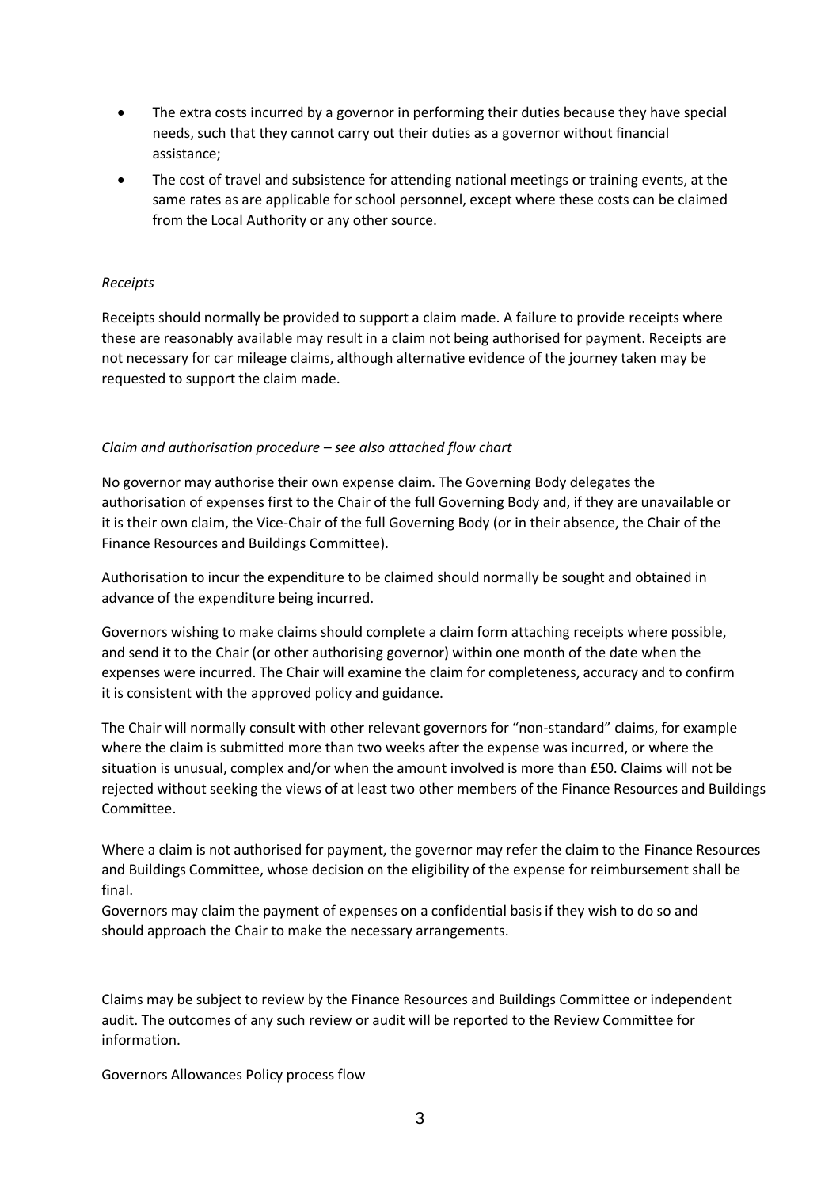- The extra costs incurred by a governor in performing their duties because they have special needs, such that they cannot carry out their duties as a governor without financial assistance;
- The cost of travel and subsistence for attending national meetings or training events, at the same rates as are applicable for school personnel, except where these costs can be claimed from the Local Authority or any other source.

*Receipts*

Receipts should normally be provided to support a claim made. A failure to provide receipts where these are reasonably available may result in a claim not being authorised for payment. Receipts are not necessary for car mileage claims, although alternative evidence of the journey taken may be requested to support the claim made.

*Claim and authorisation procedure – see also attached flow chart*

No governor may authorise their own expense claim. The Governing Body delegates the authorisation of expenses first to the Chair of the full Governing Body and, if they are unavailable or it is their own claim, the Vice-Chair of the full Governing Body (or in their absence, the Chair of the Finance Resources and Buildings Committee).

Authorisation to incur the expenditure to be claimed should normally be sought and obtained in advance of the expenditure being incurred.

Governors wishing to make claims should complete a claim form attaching receipts where possible, and send it to the Chair (or other authorising governor) within one month of the date when the expenses were incurred. The Chair will examine the claim for completeness, accuracy and to confirm it is consistent with the approved policy and guidance.

The Chair will normally consult with other relevant governors for "non-standard" claims, for example where the claim is submitted more than two weeks after the expense was incurred, or where the situation is unusual, complex and/or when the amount involved is more than £50. Claims will not be rejected without seeking the views of at least two other members of the Finance Resources and Buildings Committee.

Where a claim is not authorised for payment, the governor may refer the claim to the Finance Resources and Buildings Committee, whose decision on the eligibility of the expense for reimbursement shall be final.

Governors may claim the payment of expenses on a confidential basis if they wish to do so and should approach the Chair to make the necessary arrangements.

Claims may be subject to review by the Finance Resources and Buildings Committee or independent audit. The outcomes of any such review or audit will be reported to the Review Committee for information.

Governors Allowances Policy process flow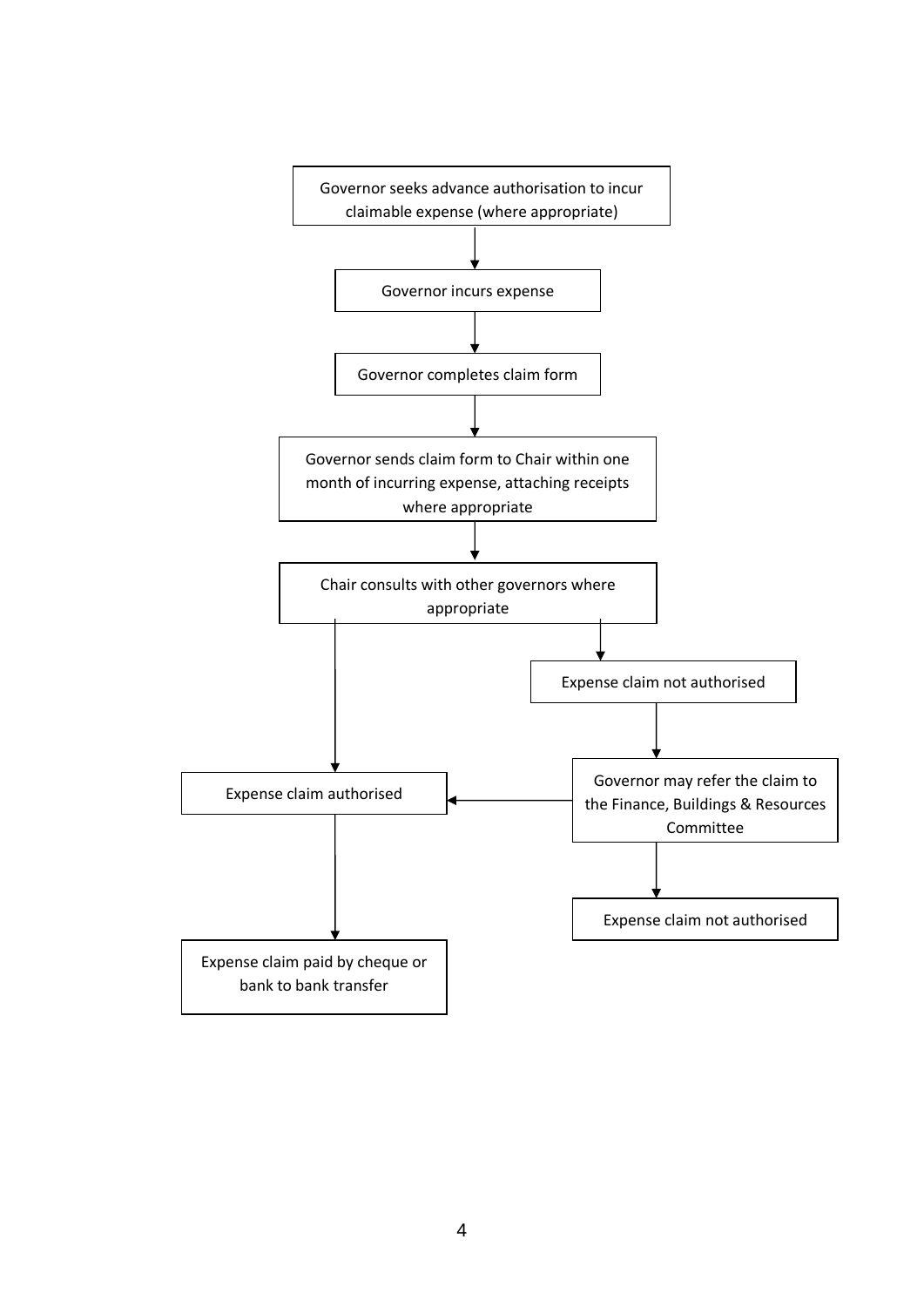Governor seeks advance authorisation to incur claimable expense (where appropriate)

↓

Governor incurs expense

↓

Governor completes claim form

↓

Governor sends claim form to Chair within one month of incurring expense, attaching receipts where appropriate

↓

Chair consults with other governors where appropriate

↓ (authorised) → Expense claim authorised

↓ (not authorised) → Expense claim not authorised

↓

Governor may refer the claim to the Finance, Buildings & Resources Committee

→ Expense claim authorised

→ Expense claim not authorised

Expense claim authorised

↓

Expense claim paid by cheque or bank to bank transfer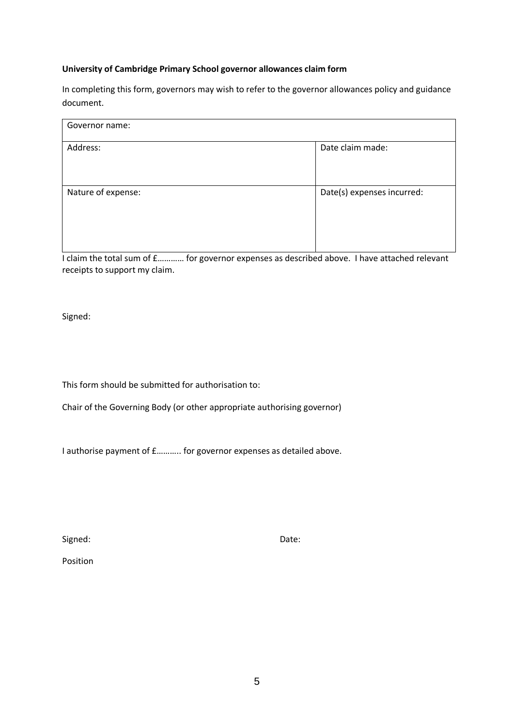**University of Cambridge Primary School governor allowances claim form**

In completing this form, governors may wish to refer to the governor allowances policy and guidance document.

| Governor name: | |
|---|---|
| Address: | Date claim made: |
| Nature of expense: | Date(s) expenses incurred: |

I claim the total sum of £………… for governor expenses as described above. I have attached relevant receipts to support my claim.

Signed:

This form should be submitted for authorisation to:

Chair of the Governing Body (or other appropriate authorising governor)

I authorise payment of £……….. for governor expenses as detailed above.

Signed: Date:

Position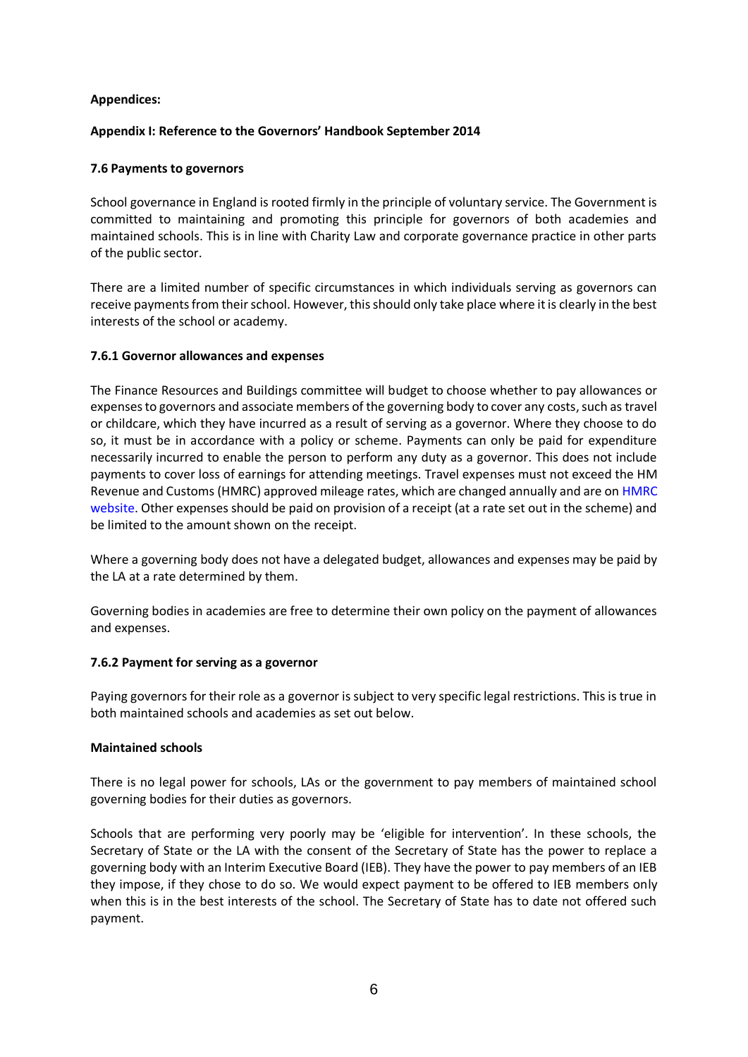**Appendices:**

**Appendix I: Reference to the Governors' Handbook September 2014**

**7.6 Payments to governors**

School governance in England is rooted firmly in the principle of voluntary service. The Government is committed to maintaining and promoting this principle for governors of both academies and maintained schools. This is in line with Charity Law and corporate governance practice in other parts of the public sector.

There are a limited number of specific circumstances in which individuals serving as governors can receive payments from their school. However, this should only take place where it is clearly in the best interests of the school or academy.

**7.6.1 Governor allowances and expenses**

The Finance Resources and Buildings committee will budget to choose whether to pay allowances or expenses to governors and associate members of the governing body to cover any costs, such as travel or childcare, which they have incurred as a result of serving as a governor. Where they choose to do so, it must be in accordance with a policy or scheme. Payments can only be paid for expenditure necessarily incurred to enable the person to perform any duty as a governor. This does not include payments to cover loss of earnings for attending meetings. Travel expenses must not exceed the HM Revenue and Customs (HMRC) approved mileage rates, which are changed annually and are on HMRC website. Other expenses should be paid on provision of a receipt (at a rate set out in the scheme) and be limited to the amount shown on the receipt.

Where a governing body does not have a delegated budget, allowances and expenses may be paid by the LA at a rate determined by them.

Governing bodies in academies are free to determine their own policy on the payment of allowances and expenses.

**7.6.2 Payment for serving as a governor**

Paying governors for their role as a governor is subject to very specific legal restrictions. This is true in both maintained schools and academies as set out below.

**Maintained schools**

There is no legal power for schools, LAs or the government to pay members of maintained school governing bodies for their duties as governors.

Schools that are performing very poorly may be 'eligible for intervention'. In these schools, the Secretary of State or the LA with the consent of the Secretary of State has the power to replace a governing body with an Interim Executive Board (IEB). They have the power to pay members of an IEB they impose, if they chose to do so. We would expect payment to be offered to IEB members only when this is in the best interests of the school. The Secretary of State has to date not offered such payment.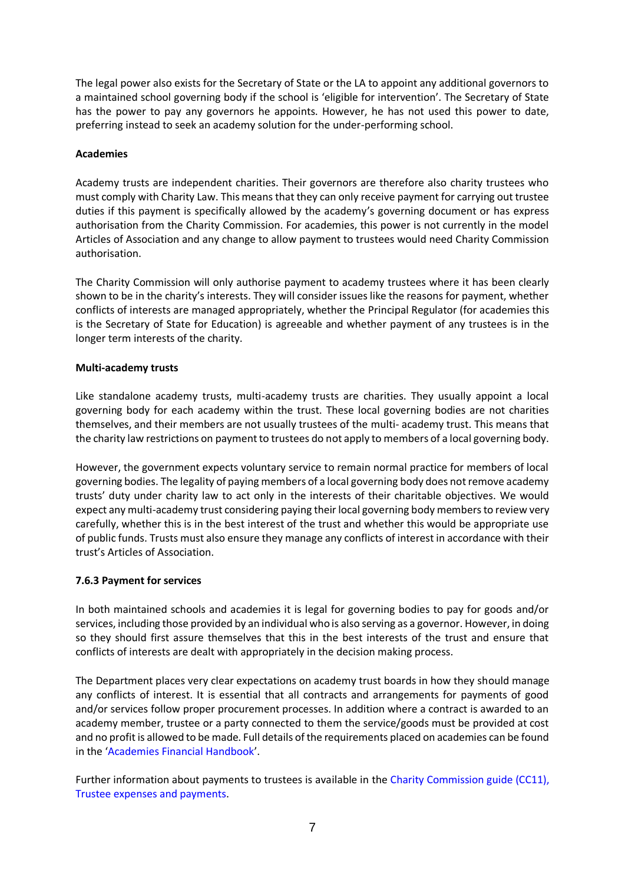The legal power also exists for the Secretary of State or the LA to appoint any additional governors to a maintained school governing body if the school is 'eligible for intervention'. The Secretary of State has the power to pay any governors he appoints. However, he has not used this power to date, preferring instead to seek an academy solution for the under-performing school.

**Academies**

Academy trusts are independent charities. Their governors are therefore also charity trustees who must comply with Charity Law. This means that they can only receive payment for carrying out trustee duties if this payment is specifically allowed by the academy's governing document or has express authorisation from the Charity Commission. For academies, this power is not currently in the model Articles of Association and any change to allow payment to trustees would need Charity Commission authorisation.

The Charity Commission will only authorise payment to academy trustees where it has been clearly shown to be in the charity's interests. They will consider issues like the reasons for payment, whether conflicts of interests are managed appropriately, whether the Principal Regulator (for academies this is the Secretary of State for Education) is agreeable and whether payment of any trustees is in the longer term interests of the charity.

**Multi-academy trusts**

Like standalone academy trusts, multi-academy trusts are charities. They usually appoint a local governing body for each academy within the trust. These local governing bodies are not charities themselves, and their members are not usually trustees of the multi- academy trust. This means that the charity law restrictions on payment to trustees do not apply to members of a local governing body.

However, the government expects voluntary service to remain normal practice for members of local governing bodies. The legality of paying members of a local governing body does not remove academy trusts' duty under charity law to act only in the interests of their charitable objectives. We would expect any multi-academy trust considering paying their local governing body members to review very carefully, whether this is in the best interest of the trust and whether this would be appropriate use of public funds. Trusts must also ensure they manage any conflicts of interest in accordance with their trust's Articles of Association.

**7.6.3 Payment for services**

In both maintained schools and academies it is legal for governing bodies to pay for goods and/or services, including those provided by an individual who is also serving as a governor. However, in doing so they should first assure themselves that this in the best interests of the trust and ensure that conflicts of interests are dealt with appropriately in the decision making process.

The Department places very clear expectations on academy trust boards in how they should manage any conflicts of interest. It is essential that all contracts and arrangements for payments of good and/or services follow proper procurement processes. In addition where a contract is awarded to an academy member, trustee or a party connected to them the service/goods must be provided at cost and no profit is allowed to be made. Full details of the requirements placed on academies can be found in the 'Academies Financial Handbook'.

Further information about payments to trustees is available in the Charity Commission guide (CC11), Trustee expenses and payments.